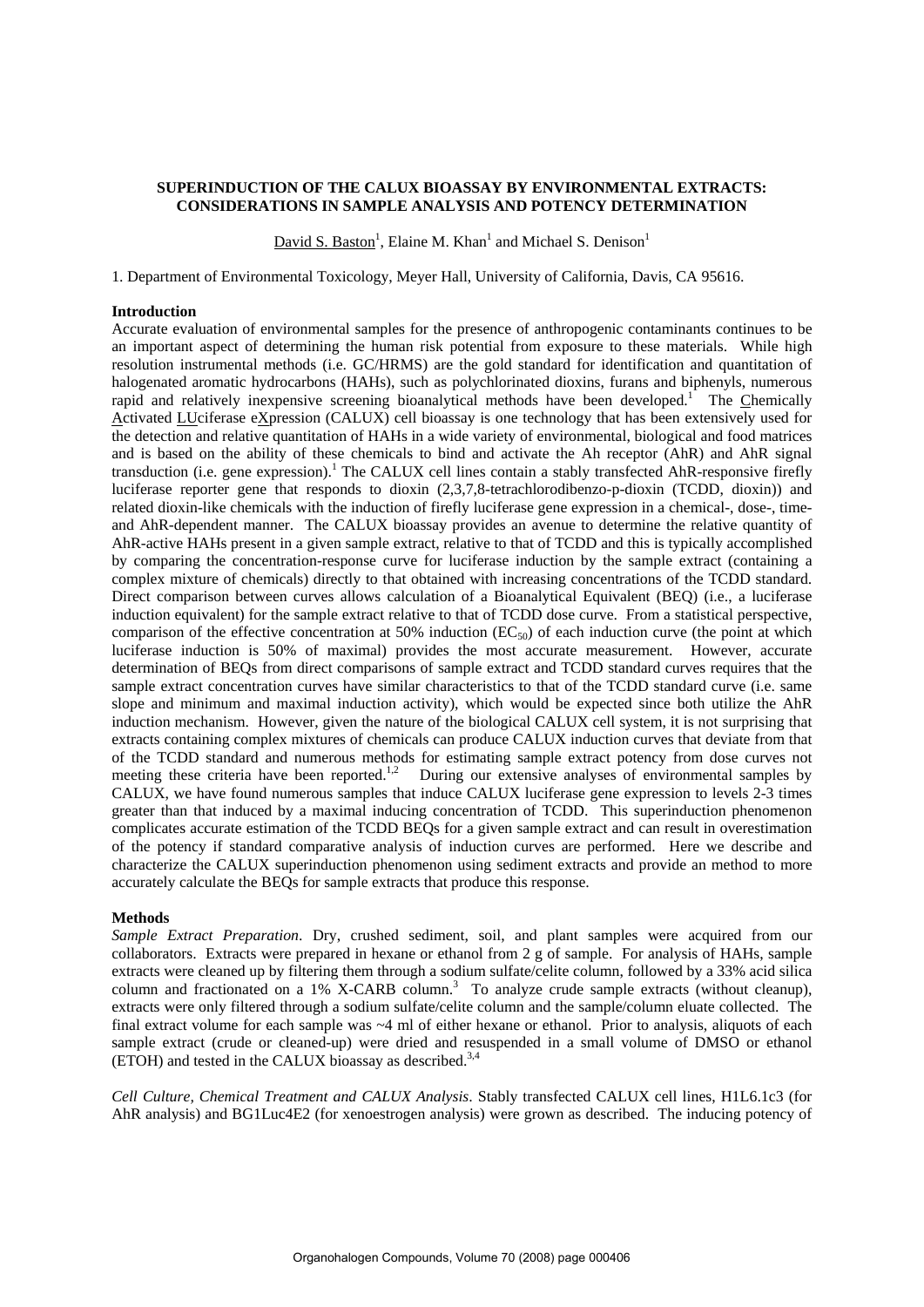# SUPERINDUCTION OF THE CALUX BIOASSAY BY ENVIRONMENTAL EXTRACTS: CONSIDERATIONS IN SAMPLE ANALYSIS AND POTENCY DETERMINATION

David S. Baston[1], Elaine M. Khan[1] and Michael S. Denison[1]

1. Department of Environmental Toxicology, Meyer Hall, University of California, Davis, CA 95616.

## Introduction

Accurate evaluation of environmental samples for the presence of anthropogenic contaminants continues to be an important aspect of determining the human risk potential from exposure to these materials. While high resolution instrumental methods (i.e. GC/HRMS) are the gold standard for identification and quantitation of halogenated aromatic hydrocarbons (HAHs), such as polychlorinated dioxins, furans and biphenyls, numerous rapid and relatively inexpensive screening bioanalytical methods have been developed.[1] The Chemically Activated LUciferase eXpression (CALUX) cell bioassay is one technology that has been extensively used for the detection and relative quantitation of HAHs in a wide variety of environmental, biological and food matrices and is based on the ability of these chemicals to bind and activate the Ah receptor (AhR) and AhR signal transduction (i.e. gene expression).[1] The CALUX cell lines contain a stably transfected AhR-responsive firefly luciferase reporter gene that responds to dioxin (2,3,7,8-tetrachlorodibenzo-p-dioxin (TCDD, dioxin)) and related dioxin-like chemicals with the induction of firefly luciferase gene expression in a chemical-, dose-, time- and AhR-dependent manner. The CALUX bioassay provides an avenue to determine the relative quantity of AhR-active HAHs present in a given sample extract, relative to that of TCDD and this is typically accomplished by comparing the concentration-response curve for luciferase induction by the sample extract (containing a complex mixture of chemicals) directly to that obtained with increasing concentrations of the TCDD standard. Direct comparison between curves allows calculation of a Bioanalytical Equivalent (BEQ) (i.e., a luciferase induction equivalent) for the sample extract relative to that of TCDD dose curve. From a statistical perspective, comparison of the effective concentration at 50% induction ($EC_{50}$) of each induction curve (the point at which luciferase induction is 50% of maximal) provides the most accurate measurement. However, accurate determination of BEQs from direct comparisons of sample extract and TCDD standard curves requires that the sample extract concentration curves have similar characteristics to that of the TCDD standard curve (i.e. same slope and minimum and maximal induction activity), which would be expected since both utilize the AhR induction mechanism. However, given the nature of the biological CALUX cell system, it is not surprising that extracts containing complex mixtures of chemicals can produce CALUX induction curves that deviate from that of the TCDD standard and numerous methods for estimating sample extract potency from dose curves not meeting these criteria have been reported.[1,2] During our extensive analyses of environmental samples by CALUX, we have found numerous samples that induce CALUX luciferase gene expression to levels 2-3 times greater than that induced by a maximal inducing concentration of TCDD. This superinduction phenomenon complicates accurate estimation of the TCDD BEQs for a given sample extract and can result in overestimation of the potency if standard comparative analysis of induction curves are performed. Here we describe and characterize the CALUX superinduction phenomenon using sediment extracts and provide an method to more accurately calculate the BEQs for sample extracts that produce this response.

## Methods

*Sample Extract Preparation*. Dry, crushed sediment, soil, and plant samples were acquired from our collaborators. Extracts were prepared in hexane or ethanol from 2 g of sample. For analysis of HAHs, sample extracts were cleaned up by filtering them through a sodium sulfate/celite column, followed by a 33% acid silica column and fractionated on a 1% X-CARB column.[3] To analyze crude sample extracts (without cleanup), extracts were only filtered through a sodium sulfate/celite column and the sample/column eluate collected. The final extract volume for each sample was ~4 ml of either hexane or ethanol. Prior to analysis, aliquots of each sample extract (crude or cleaned-up) were dried and resuspended in a small volume of DMSO or ethanol (ETOH) and tested in the CALUX bioassay as described.[3,4]

*Cell Culture, Chemical Treatment and CALUX Analysis*. Stably transfected CALUX cell lines, H1L6.1c3 (for AhR analysis) and BG1Luc4E2 (for xenoestrogen analysis) were grown as described. The inducing potency of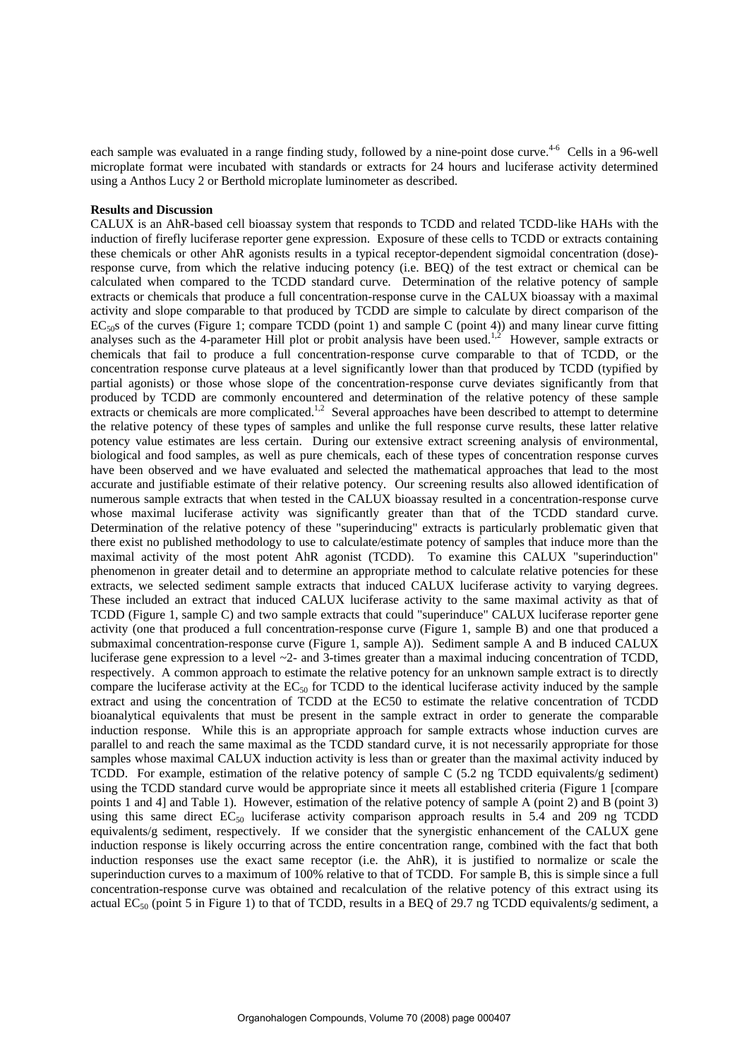each sample was evaluated in a range finding study, followed by a nine-point dose curve.[4-6] Cells in a 96-well microplate format were incubated with standards or extracts for 24 hours and luciferase activity determined using a Anthos Lucy 2 or Berthold microplate luminometer as described.

**Results and Discussion**

CALUX is an AhR-based cell bioassay system that responds to TCDD and related TCDD-like HAHs with the induction of firefly luciferase reporter gene expression. Exposure of these cells to TCDD or extracts containing these chemicals or other AhR agonists results in a typical receptor-dependent sigmoidal concentration (dose)-response curve, from which the relative inducing potency (i.e. BEQ) of the test extract or chemical can be calculated when compared to the TCDD standard curve. Determination of the relative potency of sample extracts or chemicals that produce a full concentration-response curve in the CALUX bioassay with a maximal activity and slope comparable to that produced by TCDD are simple to calculate by direct comparison of the $EC_{50}$s of the curves (Figure 1; compare TCDD (point 1) and sample C (point 4)) and many linear curve fitting analyses such as the 4-parameter Hill plot or probit analysis have been used.[1,2] However, sample extracts or chemicals that fail to produce a full concentration-response curve comparable to that of TCDD, or the concentration response curve plateaus at a level significantly lower than that produced by TCDD (typified by partial agonists) or those whose slope of the concentration-response curve deviates significantly from that produced by TCDD are commonly encountered and determination of the relative potency of these sample extracts or chemicals are more complicated.[1,2] Several approaches have been described to attempt to determine the relative potency of these types of samples and unlike the full response curve results, these latter relative potency value estimates are less certain. During our extensive extract screening analysis of environmental, biological and food samples, as well as pure chemicals, each of these types of concentration response curves have been observed and we have evaluated and selected the mathematical approaches that lead to the most accurate and justifiable estimate of their relative potency. Our screening results also allowed identification of numerous sample extracts that when tested in the CALUX bioassay resulted in a concentration-response curve whose maximal luciferase activity was significantly greater than that of the TCDD standard curve. Determination of the relative potency of these "superinducing" extracts is particularly problematic given that there exist no published methodology to use to calculate/estimate potency of samples that induce more than the maximal activity of the most potent AhR agonist (TCDD). To examine this CALUX "superinduction" phenomenon in greater detail and to determine an appropriate method to calculate relative potencies for these extracts, we selected sediment sample extracts that induced CALUX luciferase activity to varying degrees. These included an extract that induced CALUX luciferase activity to the same maximal activity as that of TCDD (Figure 1, sample C) and two sample extracts that could "superinduce" CALUX luciferase reporter gene activity (one that produced a full concentration-response curve (Figure 1, sample B) and one that produced a submaximal concentration-response curve (Figure 1, sample A)). Sediment sample A and B induced CALUX luciferase gene expression to a level ~2- and 3-times greater than a maximal inducing concentration of TCDD, respectively. A common approach to estimate the relative potency for an unknown sample extract is to directly compare the luciferase activity at the $EC_{50}$ for TCDD to the identical luciferase activity induced by the sample extract and using the concentration of TCDD at the EC50 to estimate the relative concentration of TCDD bioanalytical equivalents that must be present in the sample extract in order to generate the comparable induction response. While this is an appropriate approach for sample extracts whose induction curves are parallel to and reach the same maximal as the TCDD standard curve, it is not necessarily appropriate for those samples whose maximal CALUX induction activity is less than or greater than the maximal activity induced by TCDD. For example, estimation of the relative potency of sample C (5.2 ng TCDD equivalents/g sediment) using the TCDD standard curve would be appropriate since it meets all established criteria (Figure 1 [compare points 1 and 4] and Table 1). However, estimation of the relative potency of sample A (point 2) and B (point 3) using this same direct $EC_{50}$ luciferase activity comparison approach results in 5.4 and 209 ng TCDD equivalents/g sediment, respectively. If we consider that the synergistic enhancement of the CALUX gene induction response is likely occurring across the entire concentration range, combined with the fact that both induction responses use the exact same receptor (i.e. the AhR), it is justified to normalize or scale the superinduction curves to a maximum of 100% relative to that of TCDD. For sample B, this is simple since a full concentration-response curve was obtained and recalculation of the relative potency of this extract using its actual $EC_{50}$ (point 5 in Figure 1) to that of TCDD, results in a BEQ of 29.7 ng TCDD equivalents/g sediment, a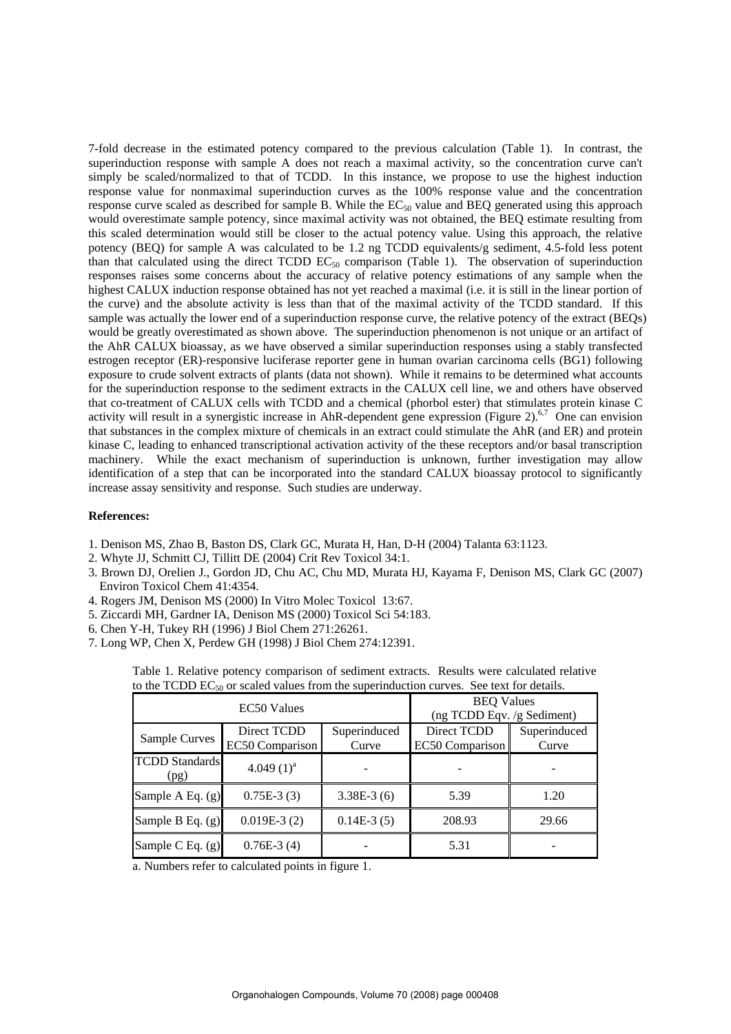7-fold decrease in the estimated potency compared to the previous calculation (Table 1). In contrast, the superinduction response with sample A does not reach a maximal activity, so the concentration curve can't simply be scaled/normalized to that of TCDD. In this instance, we propose to use the highest induction response value for nonmaximal superinduction curves as the 100% response value and the concentration response curve scaled as described for sample B. While the $EC_{50}$ value and BEQ generated using this approach would overestimate sample potency, since maximal activity was not obtained, the BEQ estimate resulting from this scaled determination would still be closer to the actual potency value. Using this approach, the relative potency (BEQ) for sample A was calculated to be 1.2 ng TCDD equivalents/g sediment, 4.5-fold less potent than that calculated using the direct TCDD $EC_{50}$ comparison (Table 1). The observation of superinduction responses raises some concerns about the accuracy of relative potency estimations of any sample when the highest CALUX induction response obtained has not yet reached a maximal (i.e. it is still in the linear portion of the curve) and the absolute activity is less than that of the maximal activity of the TCDD standard. If this sample was actually the lower end of a superinduction response curve, the relative potency of the extract (BEQs) would be greatly overestimated as shown above. The superinduction phenomenon is not unique or an artifact of the AhR CALUX bioassay, as we have observed a similar superinduction responses using a stably transfected estrogen receptor (ER)-responsive luciferase reporter gene in human ovarian carcinoma cells (BG1) following exposure to crude solvent extracts of plants (data not shown). While it remains to be determined what accounts for the superinduction response to the sediment extracts in the CALUX cell line, we and others have observed that co-treatment of CALUX cells with TCDD and a chemical (phorbol ester) that stimulates protein kinase C activity will result in a synergistic increase in AhR-dependent gene expression (Figure 2).[6,7] One can envision that substances in the complex mixture of chemicals in an extract could stimulate the AhR (and ER) and protein kinase C, leading to enhanced transcriptional activation activity of the these receptors and/or basal transcription machinery. While the exact mechanism of superinduction is unknown, further investigation may allow identification of a step that can be incorporated into the standard CALUX bioassay protocol to significantly increase assay sensitivity and response. Such studies are underway.

**References:**

1. Denison MS, Zhao B, Baston DS, Clark GC, Murata H, Han, D-H (2004) Talanta 63:1123.
2. Whyte JJ, Schmitt CJ, Tillitt DE (2004) Crit Rev Toxicol 34:1.
3. Brown DJ, Orelien J., Gordon JD, Chu AC, Chu MD, Murata HJ, Kayama F, Denison MS, Clark GC (2007) Environ Toxicol Chem 41:4354.
4. Rogers JM, Denison MS (2000) In Vitro Molec Toxicol 13:67.
5. Ziccardi MH, Gardner IA, Denison MS (2000) Toxicol Sci 54:183.
6. Chen Y-H, Tukey RH (1996) J Biol Chem 271:26261.
7. Long WP, Chen X, Perdew GH (1998) J Biol Chem 274:12391.

Table 1. Relative potency comparison of sediment extracts. Results were calculated relative to the TCDD $EC_{50}$ or scaled values from the superinduction curves. See text for details.

| EC50 Values | | | BEQ Values (ng TCDD Eqv. /g Sediment) | |
|---|---|---|---|---|
| Sample Curves | Direct TCDD EC50 Comparison | Superinduced Curve | Direct TCDD EC50 Comparison | Superinduced Curve |
| TCDD Standards (pg) | 4.049 (1)[a] | - | - | - |
| Sample A Eq. (g) | 0.75E-3 (3) | 3.38E-3 (6) | 5.39 | 1.20 |
| Sample B Eq. (g) | 0.019E-3 (2) | 0.14E-3 (5) | 208.93 | 29.66 |
| Sample C Eq. (g) | 0.76E-3 (4) | - | 5.31 | - |

a. Numbers refer to calculated points in figure 1.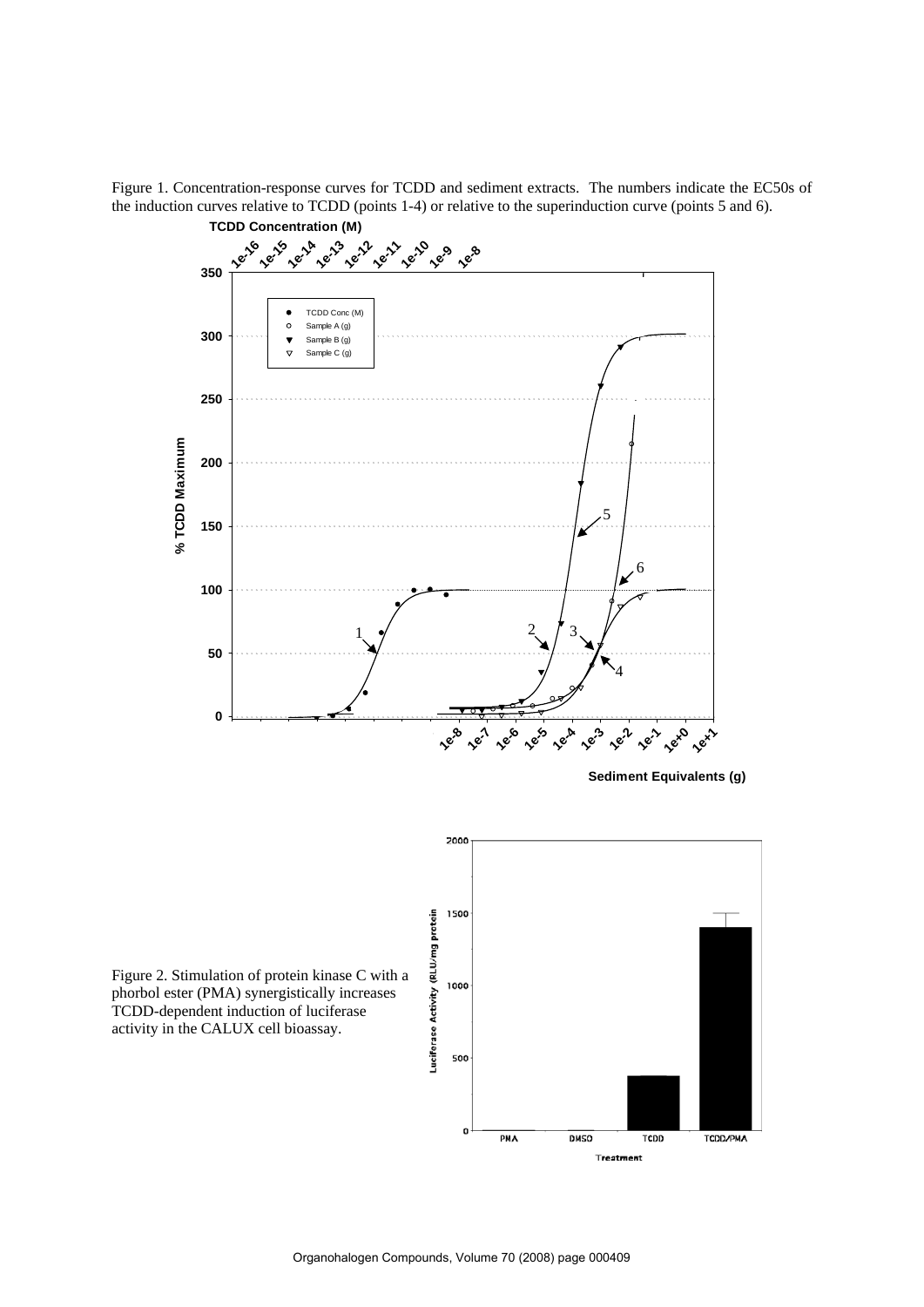Figure 1. Concentration-response curves for TCDD and sediment extracts. The numbers indicate the EC50s of the induction curves relative to TCDD (points 1-4) or relative to the superinduction curve (points 5 and 6).

TCDD Concentration (M)

1e-16 1e-15 1e-14 1e-13 1e-12 1e-11 1e-10 1e-9 1e-8

% TCDD Maximum

0 50 100 150 200 250 300 350

TCDD Conc (M)
Sample A (g)
Sample B (g)
Sample C (g)

1 2 3 4 5 6

1e-8 1e-7 1e-6 1e-5 1e-4 1e-3 1e-2 1e-1 1e+0 1e+1

Sediment Equivalents (g)

Luciferase Activity (RLU/mg protein

0 500 1000 1500 2000

PMA DMSO TCDD TCDD/PMA

Treatment

Figure 2. Stimulation of protein kinase C with a phorbol ester (PMA) synergistically increases TCDD-dependent induction of luciferase activity in the CALUX cell bioassay.